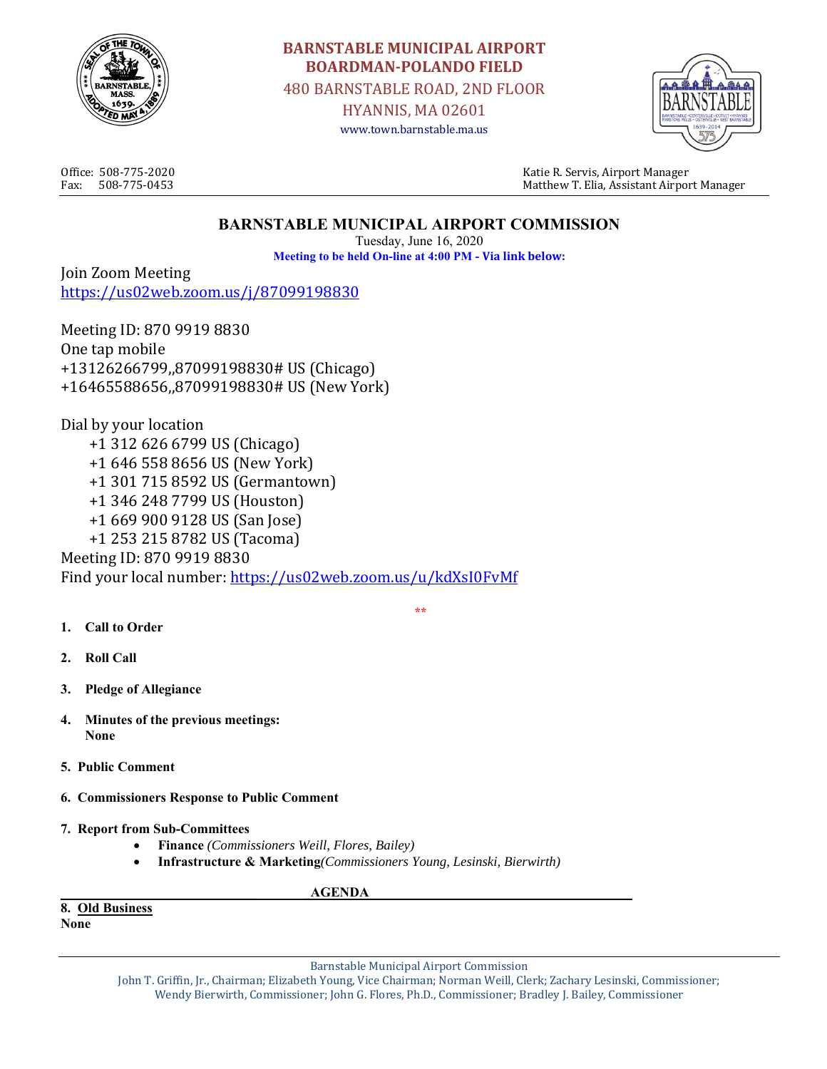# BARNSTABLE MUNICIPAL AIRPORT
## BOARDMAN-POLANDO FIELD

480 BARNSTABLE ROAD, 2ND FLOOR
HYANNIS, MA 02601
www.town.barnstable.ma.us

Office: 508-775-2020
Fax: 508-775-0453

Katie R. Servis, Airport Manager
Matthew T. Elia, Assistant Airport Manager

## BARNSTABLE MUNICIPAL AIRPORT COMMISSION

Tuesday, June 16, 2020

**Meeting to be held On-line at 4:00 PM - Via link below:**

Join Zoom Meeting
https://us02web.zoom.us/j/87099198830

Meeting ID: 870 9919 8830
One tap mobile
+13126266799,,87099198830# US (Chicago)
+16465588656,,87099198830# US (New York)

Dial by your location
- +1 312 626 6799 US (Chicago)
- +1 646 558 8656 US (New York)
- +1 301 715 8592 US (Germantown)
- +1 346 248 7799 US (Houston)
- +1 669 900 9128 US (San Jose)
- +1 253 215 8782 US (Tacoma)

Meeting ID: 870 9919 8830
Find your local number: https://us02web.zoom.us/u/kdXsI0FvMf

**

1. **Call to Order**

2. **Roll Call**

3. **Pledge of Allegiance**

4. **Minutes of the previous meetings:**
   **None**

5. **Public Comment**

6. **Commissioners Response to Public Comment**

7. **Report from Sub-Committees**
   - **Finance** *(Commissioners Weill, Flores, Bailey)*
   - **Infrastructure & Marketing***(Commissioners Young, Lesinski, Bierwirth)*

**AGENDA**

**8. Old Business**
**None**

Barnstable Municipal Airport Commission
John T. Griffin, Jr., Chairman; Elizabeth Young, Vice Chairman; Norman Weill, Clerk; Zachary Lesinski, Commissioner; Wendy Bierwirth, Commissioner; John G. Flores, Ph.D., Commissioner; Bradley J. Bailey, Commissioner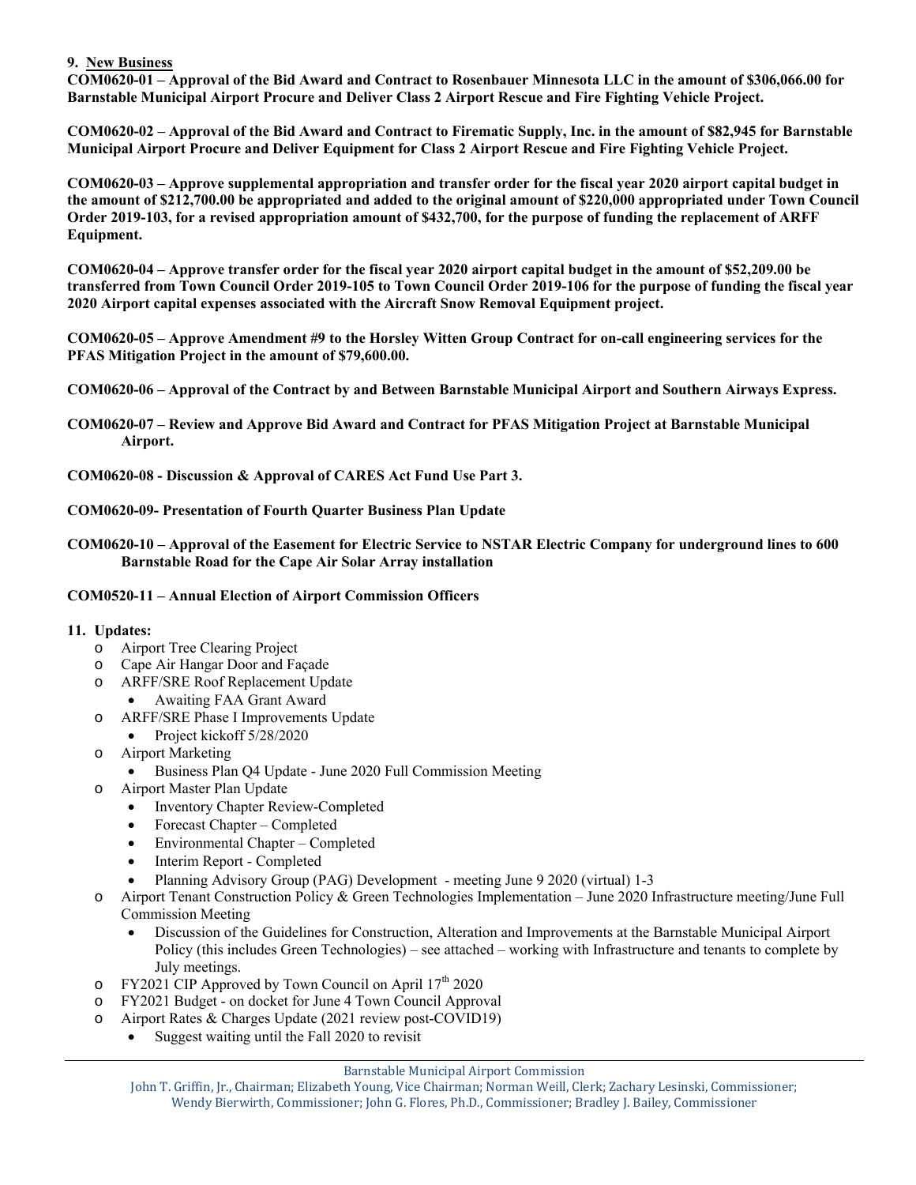**9. New Business**

**COM0620-01 – Approval of the Bid Award and Contract to Rosenbauer Minnesota LLC in the amount of $306,066.00 for Barnstable Municipal Airport Procure and Deliver Class 2 Airport Rescue and Fire Fighting Vehicle Project.**

**COM0620-02 – Approval of the Bid Award and Contract to Firematic Supply, Inc. in the amount of $82,945 for Barnstable Municipal Airport Procure and Deliver Equipment for Class 2 Airport Rescue and Fire Fighting Vehicle Project.**

**COM0620-03 – Approve supplemental appropriation and transfer order for the fiscal year 2020 airport capital budget in the amount of $212,700.00 be appropriated and added to the original amount of $220,000 appropriated under Town Council Order 2019-103, for a revised appropriation amount of $432,700, for the purpose of funding the replacement of ARFF Equipment.**

**COM0620-04 – Approve transfer order for the fiscal year 2020 airport capital budget in the amount of $52,209.00 be transferred from Town Council Order 2019-105 to Town Council Order 2019-106 for the purpose of funding the fiscal year 2020 Airport capital expenses associated with the Aircraft Snow Removal Equipment project.**

**COM0620-05 – Approve Amendment #9 to the Horsley Witten Group Contract for on-call engineering services for the PFAS Mitigation Project in the amount of $79,600.00.**

**COM0620-06 – Approval of the Contract by and Between Barnstable Municipal Airport and Southern Airways Express.**

**COM0620-07 – Review and Approve Bid Award and Contract for PFAS Mitigation Project at Barnstable Municipal Airport.**

**COM0620-08 - Discussion & Approval of CARES Act Fund Use Part 3.**

**COM0620-09- Presentation of Fourth Quarter Business Plan Update**

**COM0620-10 – Approval of the Easement for Electric Service to NSTAR Electric Company for underground lines to 600 Barnstable Road for the Cape Air Solar Array installation**

**COM0520-11 – Annual Election of Airport Commission Officers**

**11. Updates:**

- Airport Tree Clearing Project
- Cape Air Hangar Door and Façade
- ARFF/SRE Roof Replacement Update
  - Awaiting FAA Grant Award
- ARFF/SRE Phase I Improvements Update
  - Project kickoff 5/28/2020
- Airport Marketing
  - Business Plan Q4 Update - June 2020 Full Commission Meeting
- Airport Master Plan Update
  - Inventory Chapter Review-Completed
  - Forecast Chapter – Completed
  - Environmental Chapter – Completed
  - Interim Report - Completed
  - Planning Advisory Group (PAG) Development - meeting June 9 2020 (virtual) 1-3
- Airport Tenant Construction Policy & Green Technologies Implementation – June 2020 Infrastructure meeting/June Full Commission Meeting
  - Discussion of the Guidelines for Construction, Alteration and Improvements at the Barnstable Municipal Airport Policy (this includes Green Technologies) – see attached – working with Infrastructure and tenants to complete by July meetings.
- FY2021 CIP Approved by Town Council on April 17th 2020
- FY2021 Budget - on docket for June 4 Town Council Approval
- Airport Rates & Charges Update (2021 review post-COVID19)
  - Suggest waiting until the Fall 2020 to revisit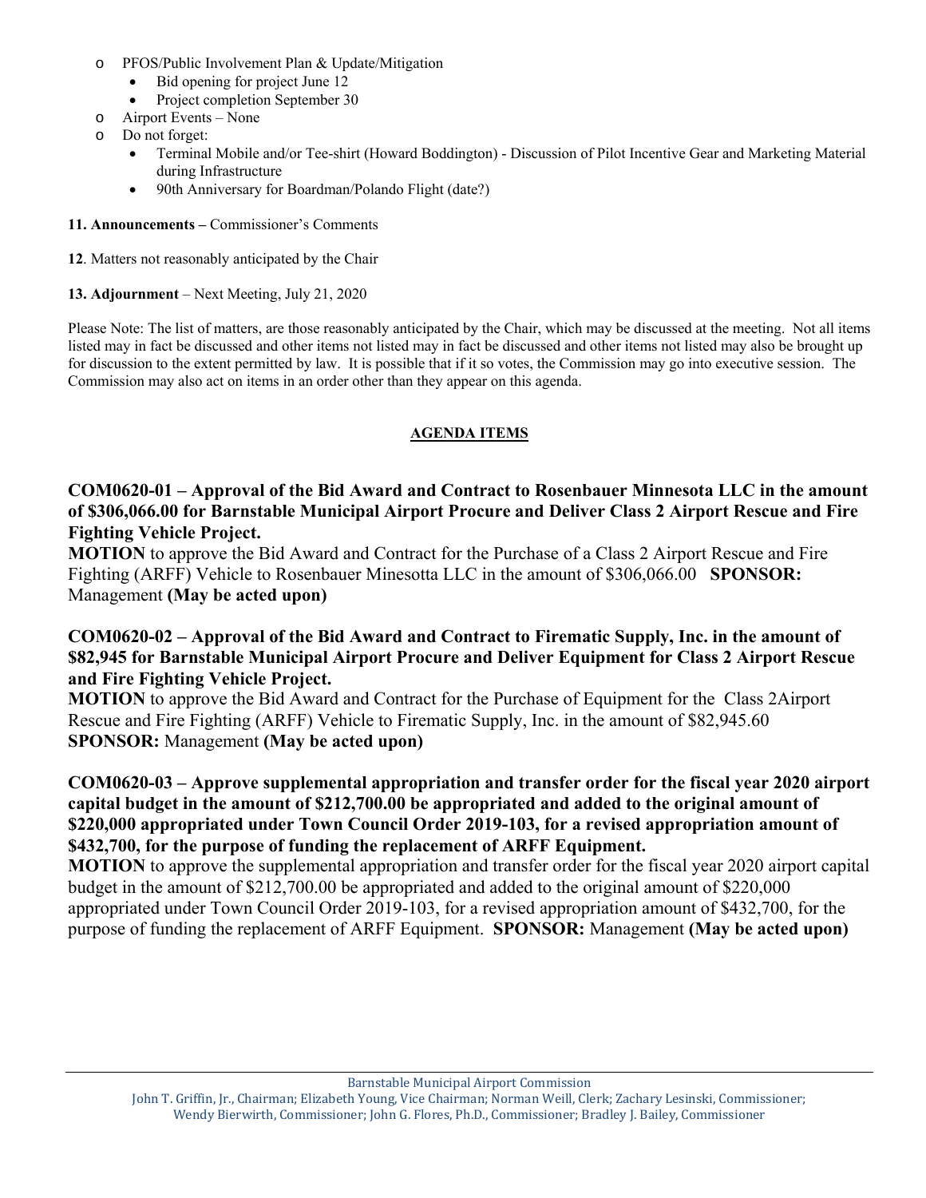- PFOS/Public Involvement Plan & Update/Mitigation
  - Bid opening for project June 12
  - Project completion September 30
- Airport Events – None
- Do not forget:
  - Terminal Mobile and/or Tee-shirt (Howard Boddington) - Discussion of Pilot Incentive Gear and Marketing Material during Infrastructure
  - 90th Anniversary for Boardman/Polando Flight (date?)

**11. Announcements –** Commissioner's Comments

**12**. Matters not reasonably anticipated by the Chair

**13. Adjournment** – Next Meeting, July 21, 2020

Please Note: The list of matters, are those reasonably anticipated by the Chair, which may be discussed at the meeting. Not all items listed may in fact be discussed and other items not listed may in fact be discussed and other items not listed may also be brought up for discussion to the extent permitted by law. It is possible that if it so votes, the Commission may go into executive session. The Commission may also act on items in an order other than they appear on this agenda.

## AGENDA ITEMS

**COM0620-01 – Approval of the Bid Award and Contract to Rosenbauer Minnesota LLC in the amount of $306,066.00 for Barnstable Municipal Airport Procure and Deliver Class 2 Airport Rescue and Fire Fighting Vehicle Project.**

**MOTION** to approve the Bid Award and Contract for the Purchase of a Class 2 Airport Rescue and Fire Fighting (ARFF) Vehicle to Rosenbauer Minesotta LLC in the amount of $306,066.00 **SPONSOR:** Management **(May be acted upon)**

**COM0620-02 – Approval of the Bid Award and Contract to Firematic Supply, Inc. in the amount of $82,945 for Barnstable Municipal Airport Procure and Deliver Equipment for Class 2 Airport Rescue and Fire Fighting Vehicle Project.**

**MOTION** to approve the Bid Award and Contract for the Purchase of Equipment for the Class 2Airport Rescue and Fire Fighting (ARFF) Vehicle to Firematic Supply, Inc. in the amount of $82,945.60 **SPONSOR:** Management **(May be acted upon)**

**COM0620-03 – Approve supplemental appropriation and transfer order for the fiscal year 2020 airport capital budget in the amount of $212,700.00 be appropriated and added to the original amount of $220,000 appropriated under Town Council Order 2019-103, for a revised appropriation amount of $432,700, for the purpose of funding the replacement of ARFF Equipment.**

**MOTION** to approve the supplemental appropriation and transfer order for the fiscal year 2020 airport capital budget in the amount of $212,700.00 be appropriated and added to the original amount of $220,000 appropriated under Town Council Order 2019-103, for a revised appropriation amount of $432,700, for the purpose of funding the replacement of ARFF Equipment. **SPONSOR:** Management **(May be acted upon)**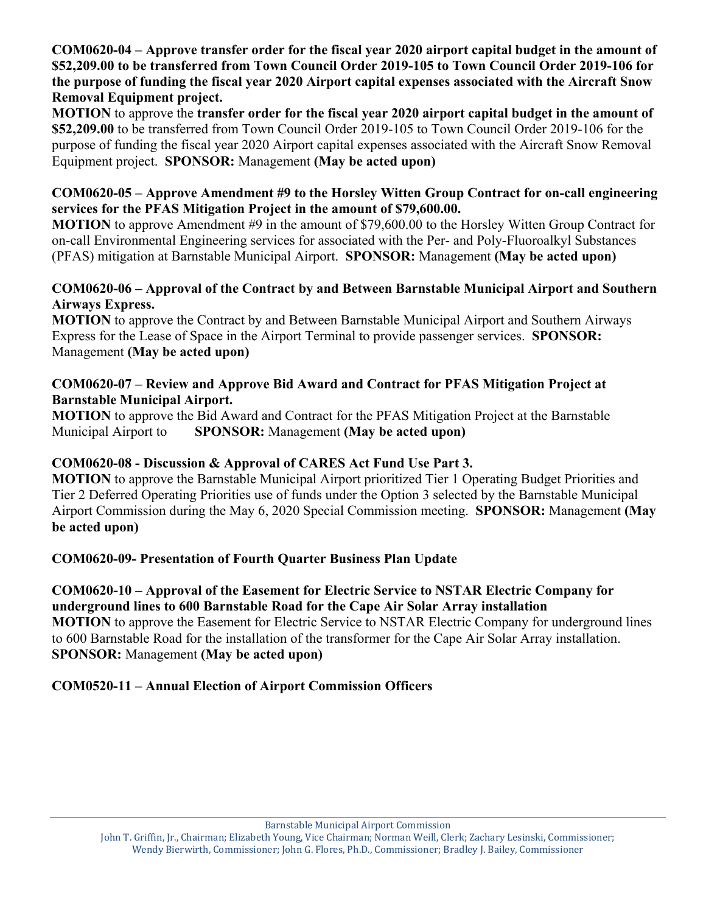**COM0620-04 – Approve transfer order for the fiscal year 2020 airport capital budget in the amount of $52,209.00 to be transferred from Town Council Order 2019-105 to Town Council Order 2019-106 for the purpose of funding the fiscal year 2020 Airport capital expenses associated with the Aircraft Snow Removal Equipment project.**

**MOTION** to approve the **transfer order for the fiscal year 2020 airport capital budget in the amount of $52,209.00** to be transferred from Town Council Order 2019-105 to Town Council Order 2019-106 for the purpose of funding the fiscal year 2020 Airport capital expenses associated with the Aircraft Snow Removal Equipment project. **SPONSOR:** Management **(May be acted upon)**

**COM0620-05 – Approve Amendment #9 to the Horsley Witten Group Contract for on-call engineering services for the PFAS Mitigation Project in the amount of $79,600.00.**

**MOTION** to approve Amendment #9 in the amount of $79,600.00 to the Horsley Witten Group Contract for on-call Environmental Engineering services for associated with the Per- and Poly-Fluoroalkyl Substances (PFAS) mitigation at Barnstable Municipal Airport. **SPONSOR:** Management **(May be acted upon)**

**COM0620-06 – Approval of the Contract by and Between Barnstable Municipal Airport and Southern Airways Express.**

**MOTION** to approve the Contract by and Between Barnstable Municipal Airport and Southern Airways Express for the Lease of Space in the Airport Terminal to provide passenger services. **SPONSOR:** Management **(May be acted upon)**

**COM0620-07 – Review and Approve Bid Award and Contract for PFAS Mitigation Project at Barnstable Municipal Airport.**

**MOTION** to approve the Bid Award and Contract for the PFAS Mitigation Project at the Barnstable Municipal Airport to **SPONSOR:** Management **(May be acted upon)**

**COM0620-08 - Discussion & Approval of CARES Act Fund Use Part 3.**

**MOTION** to approve the Barnstable Municipal Airport prioritized Tier 1 Operating Budget Priorities and Tier 2 Deferred Operating Priorities use of funds under the Option 3 selected by the Barnstable Municipal Airport Commission during the May 6, 2020 Special Commission meeting. **SPONSOR:** Management **(May be acted upon)**

**COM0620-09- Presentation of Fourth Quarter Business Plan Update**

**COM0620-10 – Approval of the Easement for Electric Service to NSTAR Electric Company for underground lines to 600 Barnstable Road for the Cape Air Solar Array installation**

**MOTION** to approve the Easement for Electric Service to NSTAR Electric Company for underground lines to 600 Barnstable Road for the installation of the transformer for the Cape Air Solar Array installation. **SPONSOR:** Management **(May be acted upon)**

**COM0520-11 – Annual Election of Airport Commission Officers**